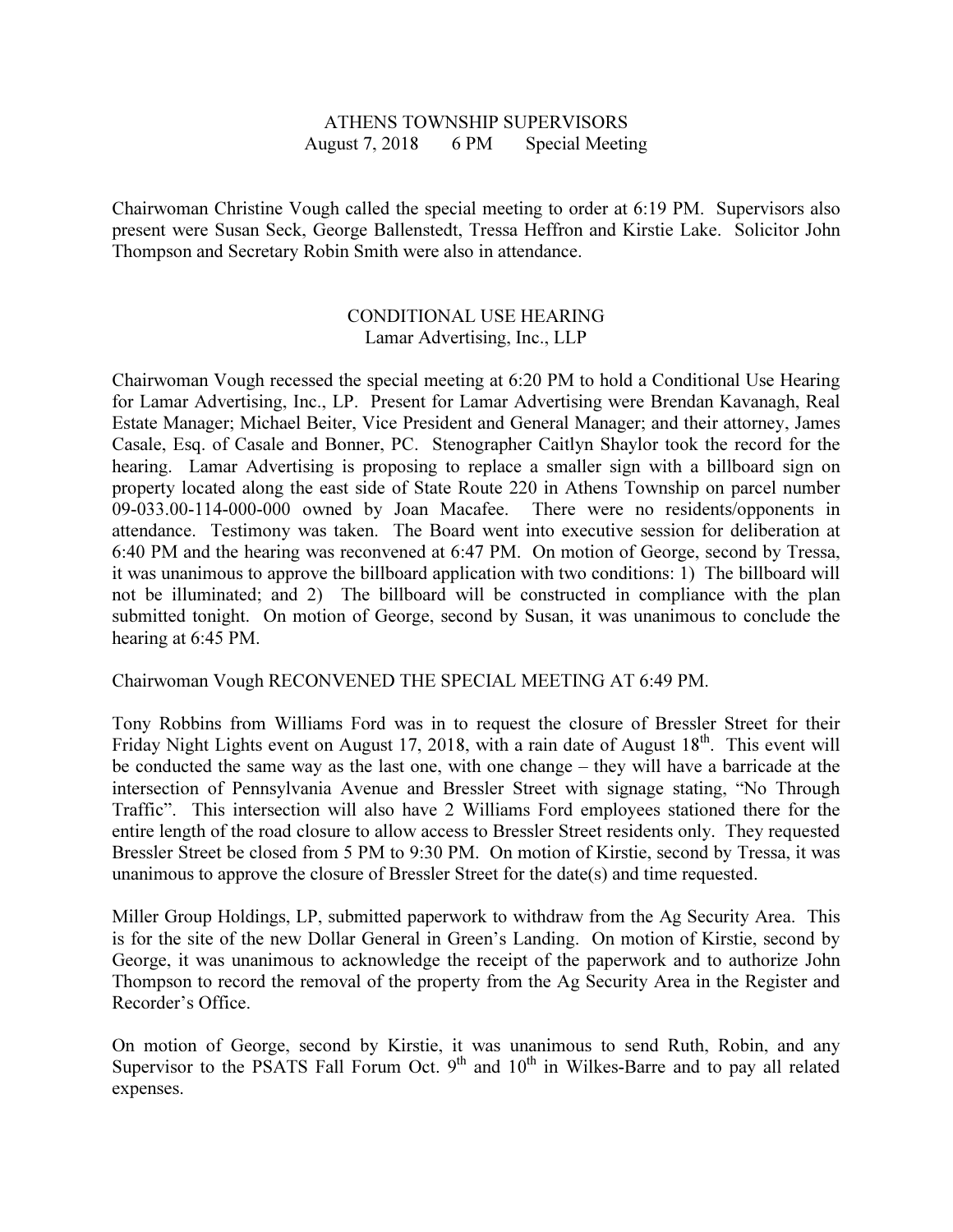# ATHENS TOWNSHIP SUPERVISORS
August 7, 2018 6 PM Special Meeting

Chairwoman Christine Vough called the special meeting to order at 6:19 PM. Supervisors also present were Susan Seck, George Ballenstedt, Tressa Heffron and Kirstie Lake. Solicitor John Thompson and Secretary Robin Smith were also in attendance.

## CONDITIONAL USE HEARING
Lamar Advertising, Inc., LLP

Chairwoman Vough recessed the special meeting at 6:20 PM to hold a Conditional Use Hearing for Lamar Advertising, Inc., LP. Present for Lamar Advertising were Brendan Kavanagh, Real Estate Manager; Michael Beiter, Vice President and General Manager; and their attorney, James Casale, Esq. of Casale and Bonner, PC. Stenographer Caitlyn Shaylor took the record for the hearing. Lamar Advertising is proposing to replace a smaller sign with a billboard sign on property located along the east side of State Route 220 in Athens Township on parcel number 09-033.00-114-000-000 owned by Joan Macafee. There were no residents/opponents in attendance. Testimony was taken. The Board went into executive session for deliberation at 6:40 PM and the hearing was reconvened at 6:47 PM. On motion of George, second by Tressa, it was unanimous to approve the billboard application with two conditions: 1) The billboard will not be illuminated; and 2) The billboard will be constructed in compliance with the plan submitted tonight. On motion of George, second by Susan, it was unanimous to conclude the hearing at 6:45 PM.

Chairwoman Vough RECONVENED THE SPECIAL MEETING AT 6:49 PM.

Tony Robbins from Williams Ford was in to request the closure of Bressler Street for their Friday Night Lights event on August 17, 2018, with a rain date of August 18th. This event will be conducted the same way as the last one, with one change – they will have a barricade at the intersection of Pennsylvania Avenue and Bressler Street with signage stating, "No Through Traffic". This intersection will also have 2 Williams Ford employees stationed there for the entire length of the road closure to allow access to Bressler Street residents only. They requested Bressler Street be closed from 5 PM to 9:30 PM. On motion of Kirstie, second by Tressa, it was unanimous to approve the closure of Bressler Street for the date(s) and time requested.

Miller Group Holdings, LP, submitted paperwork to withdraw from the Ag Security Area. This is for the site of the new Dollar General in Green's Landing. On motion of Kirstie, second by George, it was unanimous to acknowledge the receipt of the paperwork and to authorize John Thompson to record the removal of the property from the Ag Security Area in the Register and Recorder's Office.

On motion of George, second by Kirstie, it was unanimous to send Ruth, Robin, and any Supervisor to the PSATS Fall Forum Oct. 9th and 10th in Wilkes-Barre and to pay all related expenses.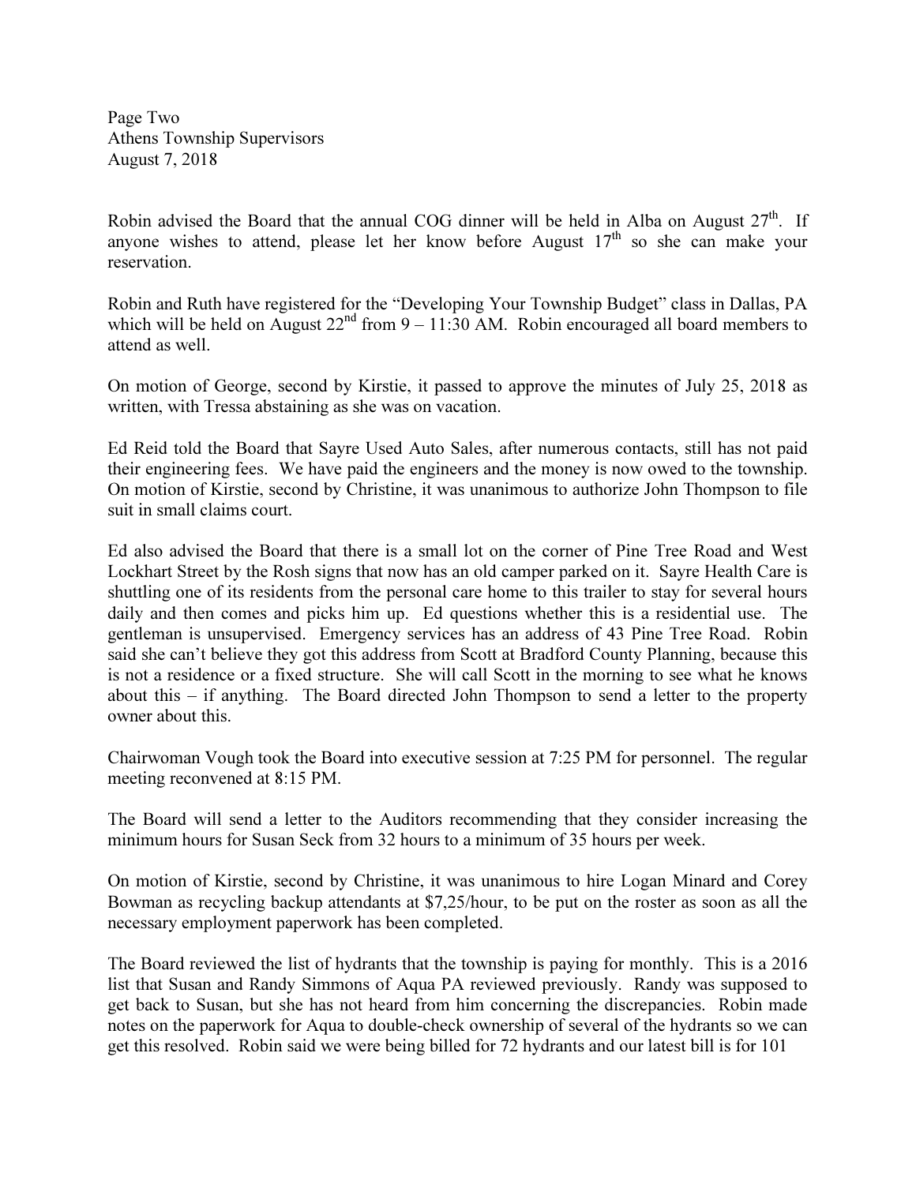Page Two
Athens Township Supervisors
August 7, 2018

Robin advised the Board that the annual COG dinner will be held in Alba on August 27th. If anyone wishes to attend, please let her know before August 17th so she can make your reservation.

Robin and Ruth have registered for the "Developing Your Township Budget" class in Dallas, PA which will be held on August 22nd from 9 – 11:30 AM. Robin encouraged all board members to attend as well.

On motion of George, second by Kirstie, it passed to approve the minutes of July 25, 2018 as written, with Tressa abstaining as she was on vacation.

Ed Reid told the Board that Sayre Used Auto Sales, after numerous contacts, still has not paid their engineering fees. We have paid the engineers and the money is now owed to the township. On motion of Kirstie, second by Christine, it was unanimous to authorize John Thompson to file suit in small claims court.

Ed also advised the Board that there is a small lot on the corner of Pine Tree Road and West Lockhart Street by the Rosh signs that now has an old camper parked on it. Sayre Health Care is shuttling one of its residents from the personal care home to this trailer to stay for several hours daily and then comes and picks him up. Ed questions whether this is a residential use. The gentleman is unsupervised. Emergency services has an address of 43 Pine Tree Road. Robin said she can't believe they got this address from Scott at Bradford County Planning, because this is not a residence or a fixed structure. She will call Scott in the morning to see what he knows about this – if anything. The Board directed John Thompson to send a letter to the property owner about this.

Chairwoman Vough took the Board into executive session at 7:25 PM for personnel. The regular meeting reconvened at 8:15 PM.

The Board will send a letter to the Auditors recommending that they consider increasing the minimum hours for Susan Seck from 32 hours to a minimum of 35 hours per week.

On motion of Kirstie, second by Christine, it was unanimous to hire Logan Minard and Corey Bowman as recycling backup attendants at $7,25/hour, to be put on the roster as soon as all the necessary employment paperwork has been completed.

The Board reviewed the list of hydrants that the township is paying for monthly. This is a 2016 list that Susan and Randy Simmons of Aqua PA reviewed previously. Randy was supposed to get back to Susan, but she has not heard from him concerning the discrepancies. Robin made notes on the paperwork for Aqua to double-check ownership of several of the hydrants so we can get this resolved. Robin said we were being billed for 72 hydrants and our latest bill is for 101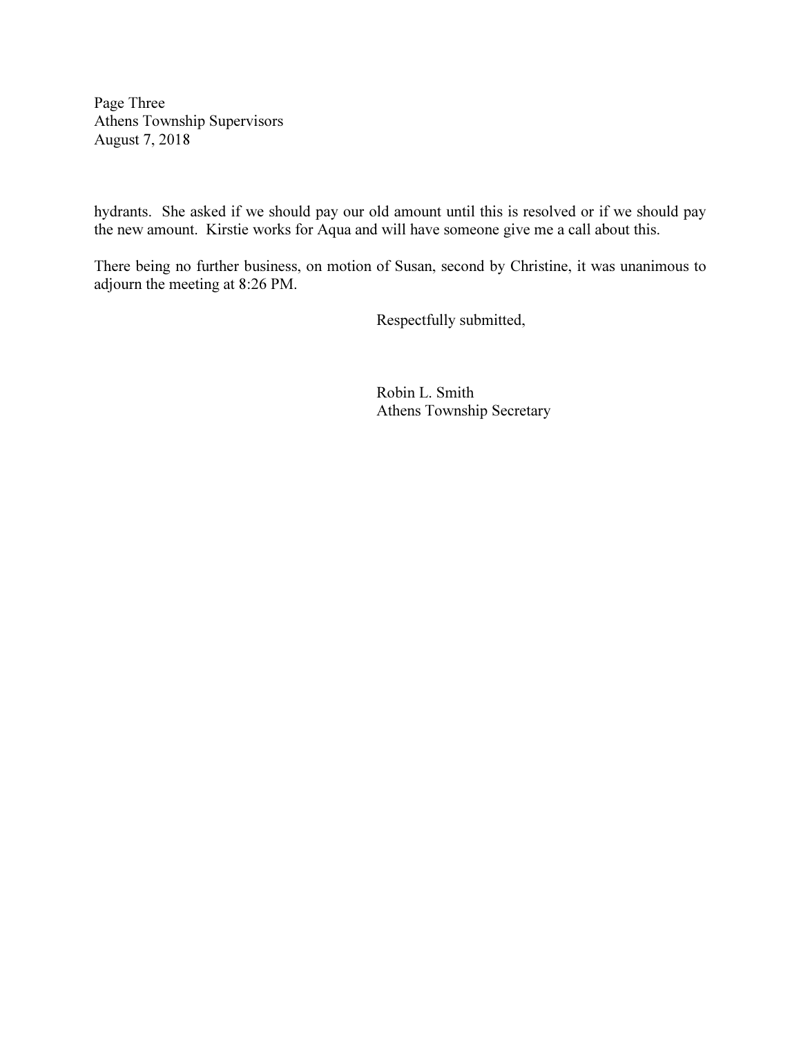hydrants. She asked if we should pay our old amount until this is resolved or if we should pay the new amount. Kirstie works for Aqua and will have someone give me a call about this.

There being no further business, on motion of Susan, second by Christine, it was unanimous to adjourn the meeting at 8:26 PM.

Respectfully submitted,

Robin L. Smith
Athens Township Secretary